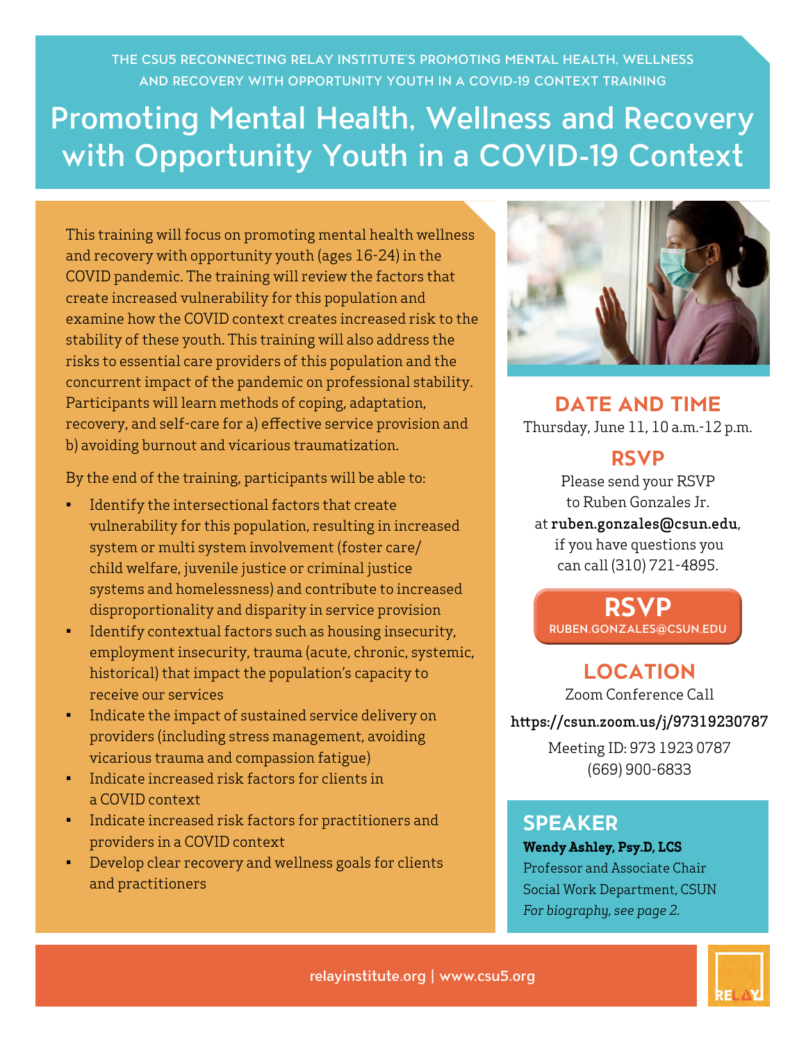THE CSU5 RECONNECTING RELAY INSTITUTE'S PROMOTING MENTAL HEALTH, WELLNESS AND RECOVERY WITH OPPORTUNITY YOUTH IN A COVID-19 CONTEXT TRAINING

# Promoting Mental Health, Wellness and Recovery with Opportunity Youth in a COVID-19 Context

This training will focus on promoting mental health wellness and recovery with opportunity youth (ages 16-24) in the COVID pandemic. The training will review the factors that create increased vulnerability for this population and examine how the COVID context creates increased risk to the stability of these youth. This training will also address the risks to essential care providers of this population and the concurrent impact of the pandemic on professional stability. Participants will learn methods of coping, adaptation, recovery, and self-care for a) effective service provision and b) avoiding burnout and vicarious traumatization.

By the end of the training, participants will be able to:

- Identify the intersectional factors that create vulnerability for this population, resulting in increased system or multi system involvement (foster care/ child welfare, juvenile justice or criminal justice systems and homelessness) and contribute to increased disproportionality and disparity in service provision
- Identify contextual factors such as housing insecurity, employment insecurity, trauma (acute, chronic, systemic, historical) that impact the population's capacity to receive our services
- Indicate the impact of sustained service delivery on providers (including stress management, avoiding vicarious trauma and compassion fatigue)
- Indicate increased risk factors for clients in a COVID context
- Indicate increased risk factors for practitioners and providers in a COVID context
- Develop clear recovery and wellness goals for clients and practitioners

## DATE AND TIME

Thursday, June 11, 10 a.m.-12 p.m.

## RSVP

Please send your RSVP to Ruben Gonzales Jr. at **ruben.gonzales@csun.edu**, if you have questions you can call (310) 721-4895.

**RSVP**
RUBEN.GONZALES@CSUN.EDU

## LOCATION

Zoom Conference Call

**https://csun.zoom.us/j/97319230787**

Meeting ID: 973 1923 0787
(669) 900-6833

## SPEAKER

**Wendy Ashley, Psy.D, LCS**
Professor and Associate Chair
Social Work Department, CSUN
*For biography, see page 2.*

relayinstitute.org | www.csu5.org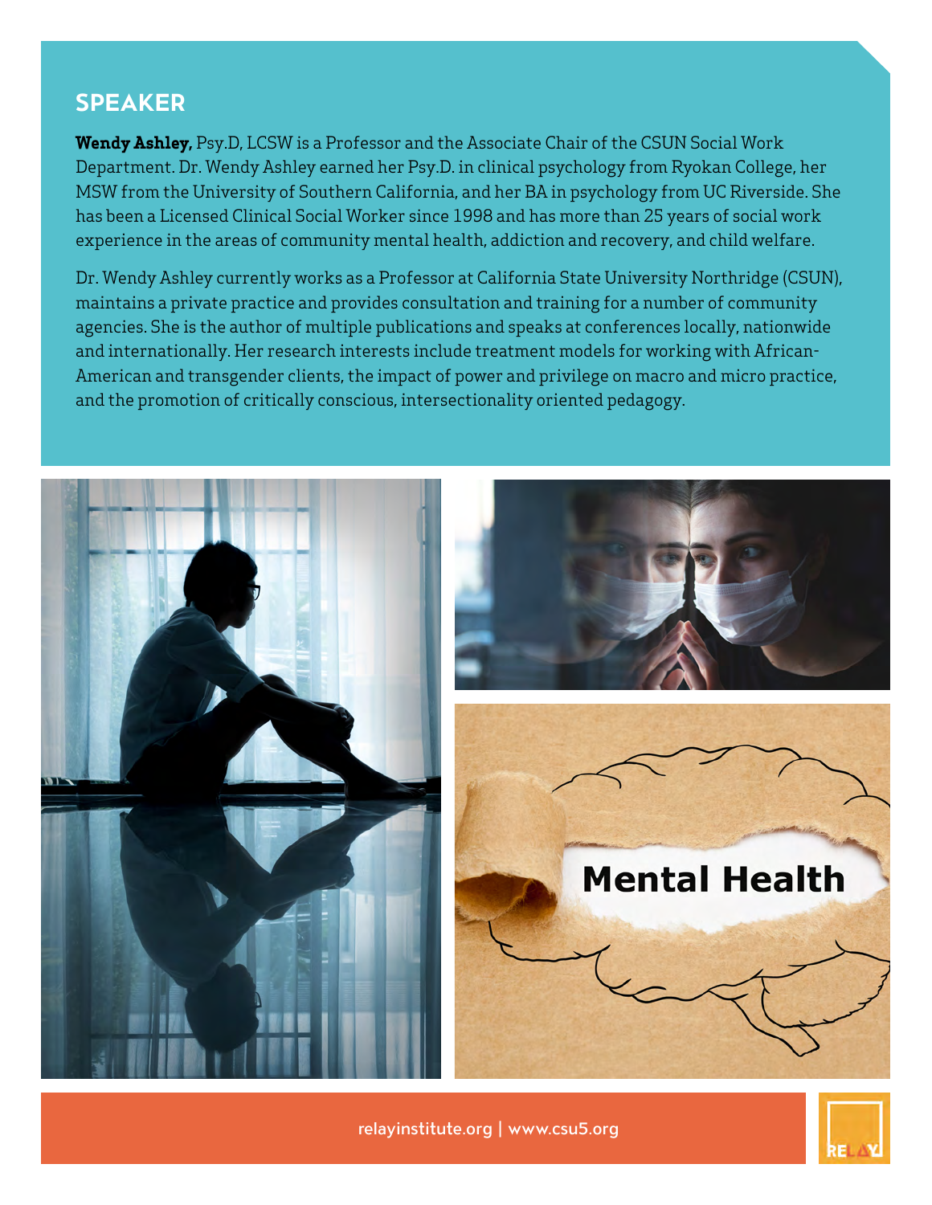## SPEAKER

**Wendy Ashley,** Psy.D, LCSW is a Professor and the Associate Chair of the CSUN Social Work Department. Dr. Wendy Ashley earned her Psy.D. in clinical psychology from Ryokan College, her MSW from the University of Southern California, and her BA in psychology from UC Riverside. She has been a Licensed Clinical Social Worker since 1998 and has more than 25 years of social work experience in the areas of community mental health, addiction and recovery, and child welfare.

Dr. Wendy Ashley currently works as a Professor at California State University Northridge (CSUN), maintains a private practice and provides consultation and training for a number of community agencies. She is the author of multiple publications and speaks at conferences locally, nationwide and internationally. Her research interests include treatment models for working with African-American and transgender clients, the impact of power and privilege on macro and micro practice, and the promotion of critically conscious, intersectionality oriented pedagogy.

relayinstitute.org | www.csu5.org